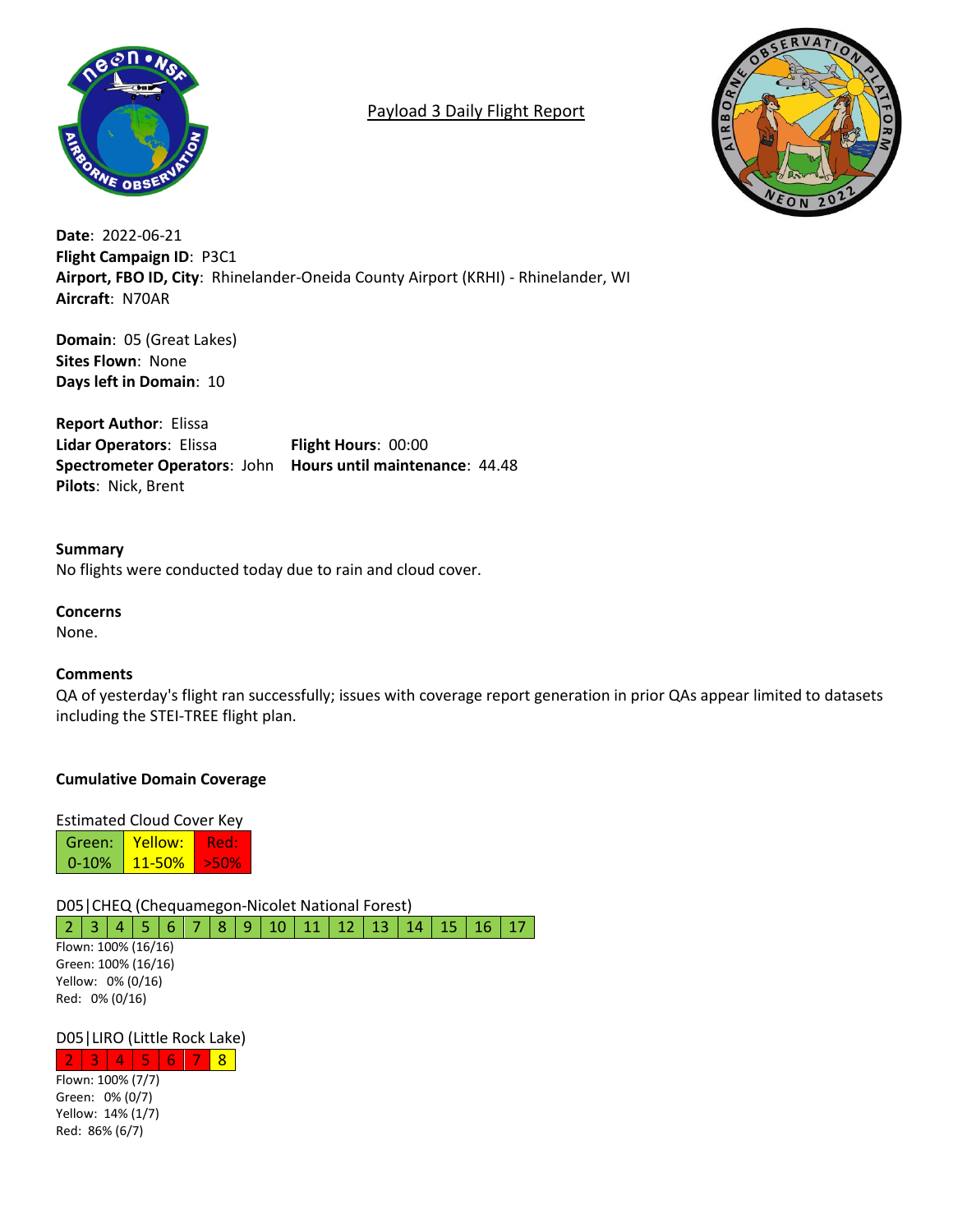# Payload 3 Daily Flight Report

**Date**: 2022-06-21
**Flight Campaign ID**: P3C1
**Airport, FBO ID, City**: Rhinelander-Oneida County Airport (KRHI) - Rhinelander, WI
**Aircraft**: N70AR

**Domain**: 05 (Great Lakes)
**Sites Flown**: None
**Days left in Domain**: 10

**Report Author**: Elissa
**Lidar Operators**: Elissa
**Spectrometer Operators**: John
**Pilots**: Nick, Brent
**Flight Hours**: 00:00
**Hours until maintenance**: 44.48

**Summary**
No flights were conducted today due to rain and cloud cover.

**Concerns**
None.

**Comments**
QA of yesterday's flight ran successfully; issues with coverage report generation in prior QAs appear limited to datasets including the STEI-TREE flight plan.

**Cumulative Domain Coverage**

Estimated Cloud Cover Key

| Green: 0-10% | Yellow: 11-50% | Red: >50% |
|---|---|---|

D05|CHEQ (Chequamegon-Nicolet National Forest)

| 2 | 3 | 4 | 5 | 6 | 7 | 8 | 9 | 10 | 11 | 12 | 13 | 14 | 15 | 16 | 17 |
|---|---|---|---|---|---|---|---|---|---|---|---|---|---|---|---|

Flown: 100% (16/16)
Green: 100% (16/16)
Yellow: 0% (0/16)
Red: 0% (0/16)

D05|LIRO (Little Rock Lake)

| 2 | 3 | 4 | 5 | 6 | 7 | 8 |
|---|---|---|---|---|---|---|

Flown: 100% (7/7)
Green: 0% (0/7)
Yellow: 14% (1/7)
Red: 86% (6/7)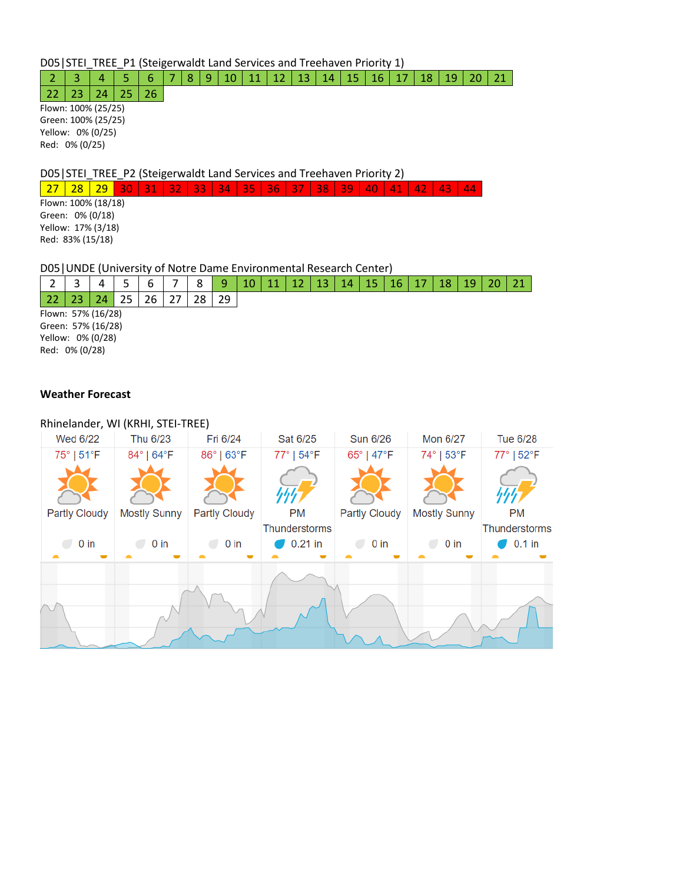D05|STEI_TREE_P1 (Steigerwaldt Land Services and Treehaven Priority 1)

| 2 | 3 | 4 | 5 | 6 | 7 | 8 | 9 | 10 | 11 | 12 | 13 | 14 | 15 | 16 | 17 | 18 | 19 | 20 | 21 |
|---|---|---|---|---|---|---|---|---|---|---|---|---|---|---|---|---|---|---|---|
| 22 | 23 | 24 | 25 | 26 | | | | | | | | | | | | | | | |

Flown: 100% (25/25)
Green: 100% (25/25)
Yellow: 0% (0/25)
Red: 0% (0/25)

D05|STEI_TREE_P2 (Steigerwaldt Land Services and Treehaven Priority 2)

| 27 | 28 | 29 | 30 | 31 | 32 | 33 | 34 | 35 | 36 | 37 | 38 | 39 | 40 | 41 | 42 | 43 | 44 |
|---|---|---|---|---|---|---|---|---|---|---|---|---|---|---|---|---|---|

Flown: 100% (18/18)
Green: 0% (0/18)
Yellow: 17% (3/18)
Red: 83% (15/18)

D05|UNDE (University of Notre Dame Environmental Research Center)

| 2 | 3 | 4 | 5 | 6 | 7 | 8 | 9 | 10 | 11 | 12 | 13 | 14 | 15 | 16 | 17 | 18 | 19 | 20 | 21 |
|---|---|---|---|---|---|---|---|---|---|---|---|---|---|---|---|---|---|---|---|
| 22 | 23 | 24 | 25 | 26 | 27 | 28 | 29 | | | | | | | | | | | | |

Flown: 57% (16/28)
Green: 57% (16/28)
Yellow: 0% (0/28)
Red: 0% (0/28)

**Weather Forecast**

Rhinelander, WI (KRHI, STEI-TREE)

| Wed 6/22 | Thu 6/23 | Fri 6/24 | Sat 6/25 | Sun 6/26 | Mon 6/27 | Tue 6/28 |
|---|---|---|---|---|---|---|
| 75° \| 51°F | 84° \| 64°F | 86° \| 63°F | 77° \| 54°F | 65° \| 47°F | 74° \| 53°F | 77° \| 52°F |
| Partly Cloudy | Mostly Sunny | Partly Cloudy | PM Thunderstorms | Partly Cloudy | Mostly Sunny | PM Thunderstorms |
| 0 in | 0 in | 0 in | 0.21 in | 0 in | 0 in | 0.1 in |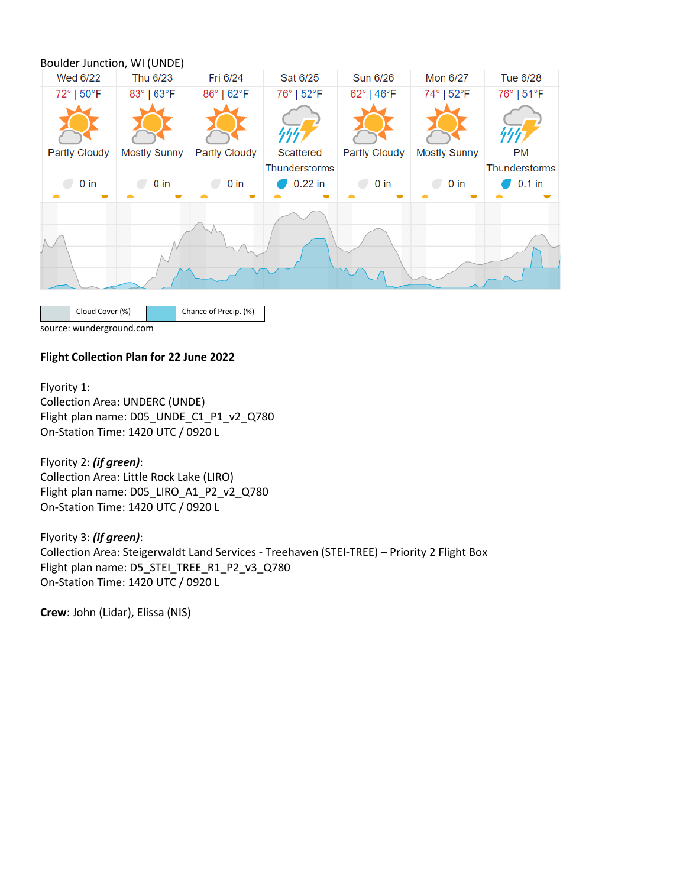Boulder Junction, WI (UNDE)

Wed 6/22
72° | 50°F
Partly Cloudy
0 in

Thu 6/23
83° | 63°F
Mostly Sunny
0 in

Fri 6/24
86° | 62°F
Partly Cloudy
0 in

Sat 6/25
76° | 52°F
Scattered Thunderstorms
0.22 in

Sun 6/26
62° | 46°F
Partly Cloudy
0 in

Mon 6/27
74° | 52°F
Mostly Sunny
0 in

Tue 6/28
76° | 51°F
PM Thunderstorms
0.1 in

Cloud Cover (%)
Chance of Precip. (%)

source: wunderground.com

**Flight Collection Plan for 22 June 2022**

Flyority 1:
Collection Area: UNDERC (UNDE)
Flight plan name: D05_UNDE_C1_P1_v2_Q780
On-Station Time: 1420 UTC / 0920 L

Flyority 2: ***(if green)***:
Collection Area: Little Rock Lake (LIRO)
Flight plan name: D05_LIRO_A1_P2_v2_Q780
On-Station Time: 1420 UTC / 0920 L

Flyority 3: ***(if green)***:
Collection Area: Steigerwaldt Land Services - Treehaven (STEI-TREE) – Priority 2 Flight Box
Flight plan name: D5_STEI_TREE_R1_P2_v3_Q780
On-Station Time: 1420 UTC / 0920 L

**Crew**: John (Lidar), Elissa (NIS)